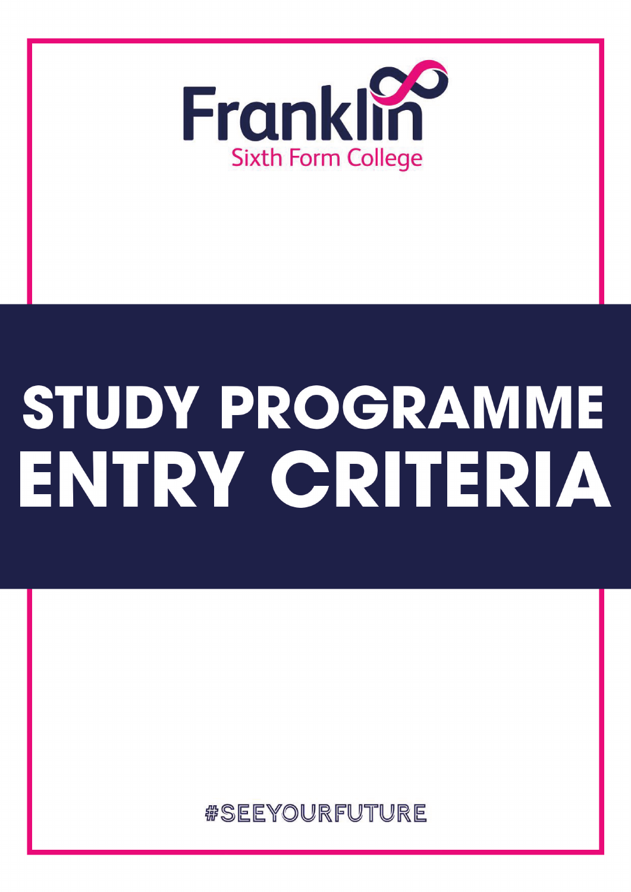Franklin

Sixth Form College

# STUDY PROGRAMME ENTRY CRITERIA

#SEEYOURFUTURE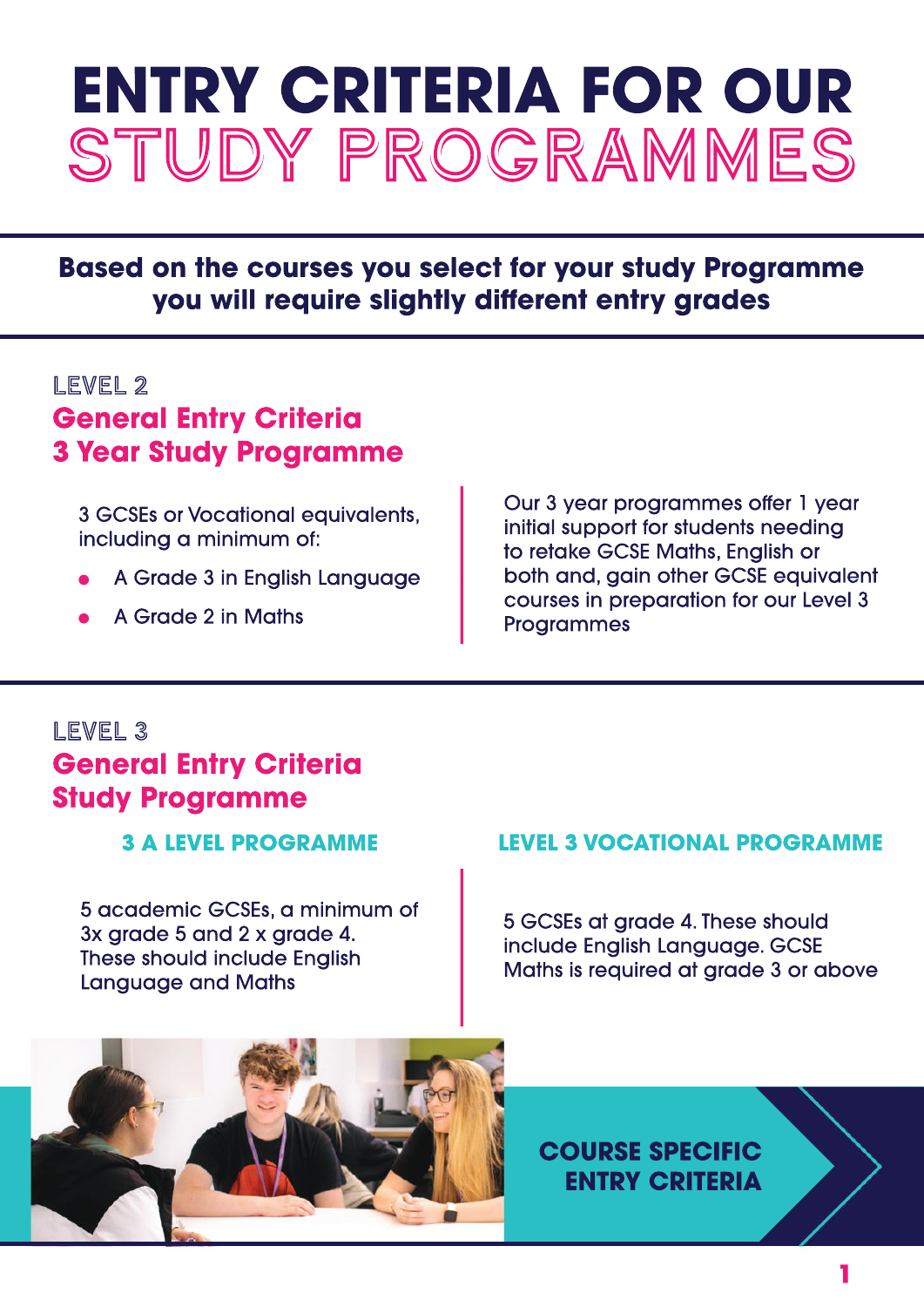# ENTRY CRITERIA FOR OUR STUDY PROGRAMMES

**Based on the courses you select for your study Programme you will require slightly different entry grades**

## LEVEL 2

### General Entry Criteria 3 Year Study Programme

3 GCSEs or Vocational equivalents, including a minimum of:

- A Grade 3 in English Language
- A Grade 2 in Maths

Our 3 year programmes offer 1 year initial support for students needing to retake GCSE Maths, English or both and, gain other GCSE equivalent courses in preparation for our Level 3 Programmes

## LEVEL 3

### General Entry Criteria Study Programme

#### 3 A LEVEL PROGRAMME

5 academic GCSEs, a minimum of 3x grade 5 and 2 x grade 4. These should include English Language and Maths

#### LEVEL 3 VOCATIONAL PROGRAMME

5 GCSEs at grade 4. These should include English Language. GCSE Maths is required at grade 3 or above

**COURSE SPECIFIC ENTRY CRITERIA**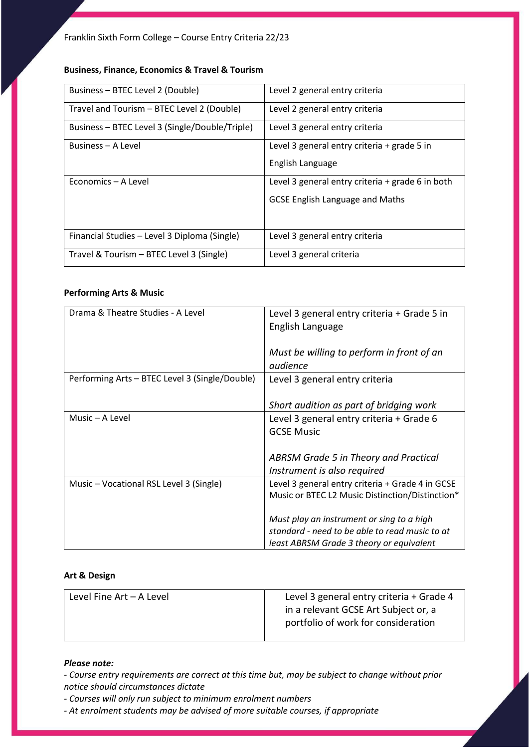**Business, Finance, Economics & Travel & Tourism**

| | |
|---|---|
| Business – BTEC Level 2 (Double) | Level 2 general entry criteria |
| Travel and Tourism – BTEC Level 2 (Double) | Level 2 general entry criteria |
| Business – BTEC Level 3 (Single/Double/Triple) | Level 3 general entry criteria |
| Business – A Level | Level 3 general entry criteria + grade 5 in English Language |
| Economics – A Level | Level 3 general entry criteria + grade 6 in both GCSE English Language and Maths |
| Financial Studies – Level 3 Diploma (Single) | Level 3 general entry criteria |
| Travel & Tourism – BTEC Level 3 (Single) | Level 3 general criteria |

**Performing Arts & Music**

| | |
|---|---|
| Drama & Theatre Studies - A Level | Level 3 general entry criteria + Grade 5 in English Language<br><br>*Must be willing to perform in front of an audience* |
| Performing Arts – BTEC Level 3 (Single/Double) | Level 3 general entry criteria<br><br>*Short audition as part of bridging work* |
| Music – A Level | Level 3 general entry criteria + Grade 6 GCSE Music<br><br>*ABRSM Grade 5 in Theory and Practical Instrument is also required* |
| Music – Vocational RSL Level 3 (Single) | Level 3 general entry criteria + Grade 4 in GCSE Music or BTEC L2 Music Distinction/Distinction*<br><br>*Must play an instrument or sing to a high standard - need to be able to read music to at least ABRSM Grade 3 theory or equivalent* |

**Art & Design**

| | |
|---|---|
| Level Fine Art – A Level | Level 3 general entry criteria + Grade 4 in a relevant GCSE Art Subject or, a portfolio of work for consideration |

***Please note:***

*- Course entry requirements are correct at this time but, may be subject to change without prior notice should circumstances dictate*

*- Courses will only run subject to minimum enrolment numbers*

*- At enrolment students may be advised of more suitable courses, if appropriate*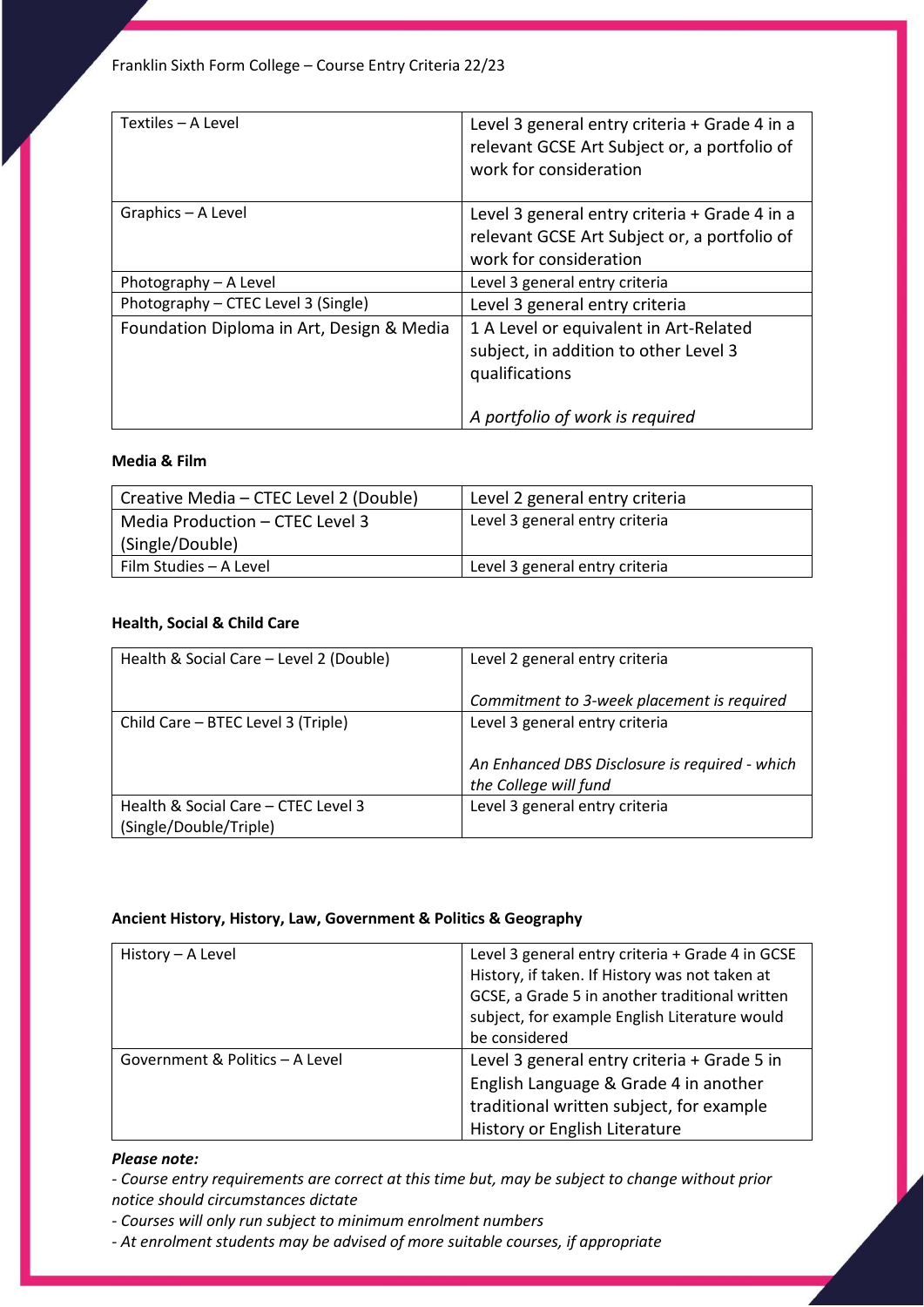| Textiles – A Level | Level 3 general entry criteria + Grade 4 in a relevant GCSE Art Subject or, a portfolio of work for consideration |
|---|---|
| Graphics – A Level | Level 3 general entry criteria + Grade 4 in a relevant GCSE Art Subject or, a portfolio of work for consideration |
| Photography – A Level | Level 3 general entry criteria |
| Photography – CTEC Level 3 (Single) | Level 3 general entry criteria |
| Foundation Diploma in Art, Design & Media | 1 A Level or equivalent in Art-Related subject, in addition to other Level 3 qualifications<br><br>*A portfolio of work is required* |

**Media & Film**

| Creative Media – CTEC Level 2 (Double) | Level 2 general entry criteria |
|---|---|
| Media Production – CTEC Level 3 (Single/Double) | Level 3 general entry criteria |
| Film Studies – A Level | Level 3 general entry criteria |

**Health, Social & Child Care**

| Health & Social Care – Level 2 (Double) | Level 2 general entry criteria<br><br>*Commitment to 3-week placement is required* |
|---|---|
| Child Care – BTEC Level 3 (Triple) | Level 3 general entry criteria<br><br>*An Enhanced DBS Disclosure is required - which the College will fund* |
| Health & Social Care – CTEC Level 3 (Single/Double/Triple) | Level 3 general entry criteria |

**Ancient History, History, Law, Government & Politics & Geography**

| History – A Level | Level 3 general entry criteria + Grade 4 in GCSE History, if taken. If History was not taken at GCSE, a Grade 5 in another traditional written subject, for example English Literature would be considered |
|---|---|
| Government & Politics – A Level | Level 3 general entry criteria + Grade 5 in English Language & Grade 4 in another traditional written subject, for example History or English Literature |

***Please note:***

*- Course entry requirements are correct at this time but, may be subject to change without prior notice should circumstances dictate*

*- Courses will only run subject to minimum enrolment numbers*

*- At enrolment students may be advised of more suitable courses, if appropriate*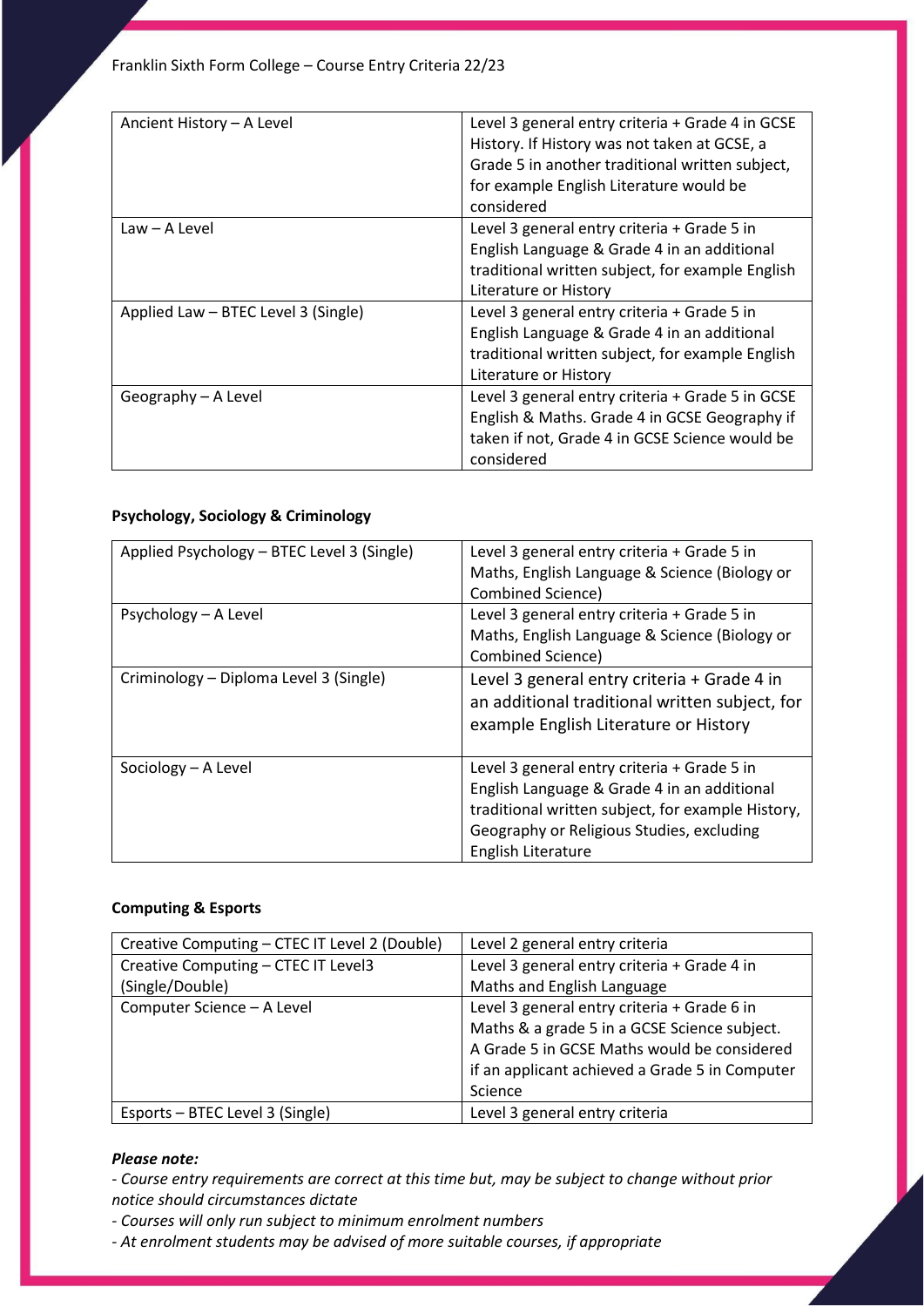| Ancient History – A Level | Level 3 general entry criteria + Grade 4 in GCSE History. If History was not taken at GCSE, a Grade 5 in another traditional written subject, for example English Literature would be considered |
|---|---|
| Law – A Level | Level 3 general entry criteria + Grade 5 in English Language & Grade 4 in an additional traditional written subject, for example English Literature or History |
| Applied Law – BTEC Level 3 (Single) | Level 3 general entry criteria + Grade 5 in English Language & Grade 4 in an additional traditional written subject, for example English Literature or History |
| Geography – A Level | Level 3 general entry criteria + Grade 5 in GCSE English & Maths. Grade 4 in GCSE Geography if taken if not, Grade 4 in GCSE Science would be considered |

**Psychology, Sociology & Criminology**

| Applied Psychology – BTEC Level 3 (Single) | Level 3 general entry criteria + Grade 5 in Maths, English Language & Science (Biology or Combined Science) |
|---|---|
| Psychology – A Level | Level 3 general entry criteria + Grade 5 in Maths, English Language & Science (Biology or Combined Science) |
| Criminology – Diploma Level 3 (Single) | Level 3 general entry criteria + Grade 4 in an additional traditional written subject, for example English Literature or History |
| Sociology – A Level | Level 3 general entry criteria + Grade 5 in English Language & Grade 4 in an additional traditional written subject, for example History, Geography or Religious Studies, excluding English Literature |

**Computing & Esports**

| Creative Computing – CTEC IT Level 2 (Double) | Level 2 general entry criteria |
|---|---|
| Creative Computing – CTEC IT Level3 (Single/Double) | Level 3 general entry criteria + Grade 4 in Maths and English Language |
| Computer Science – A Level | Level 3 general entry criteria + Grade 6 in Maths & a grade 5 in a GCSE Science subject. A Grade 5 in GCSE Maths would be considered if an applicant achieved a Grade 5 in Computer Science |
| Esports – BTEC Level 3 (Single) | Level 3 general entry criteria |

***Please note:***

*- Course entry requirements are correct at this time but, may be subject to change without prior notice should circumstances dictate*

*- Courses will only run subject to minimum enrolment numbers*

*- At enrolment students may be advised of more suitable courses, if appropriate*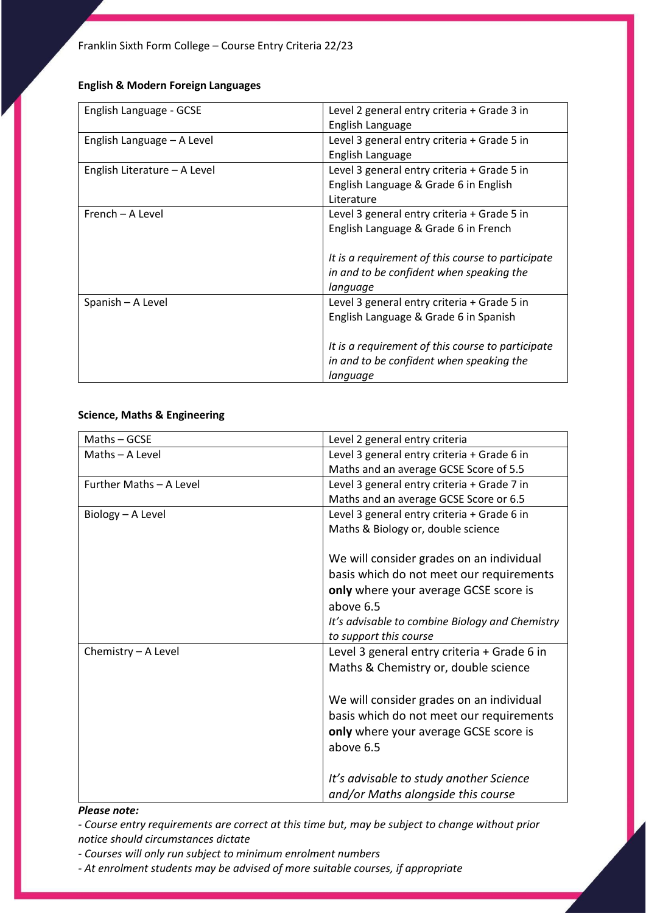Franklin Sixth Form College – Course Entry Criteria 22/23

**English & Modern Foreign Languages**

| | |
|---|---|
| English Language - GCSE | Level 2 general entry criteria + Grade 3 in English Language |
| English Language – A Level | Level 3 general entry criteria + Grade 5 in English Language |
| English Literature – A Level | Level 3 general entry criteria + Grade 5 in English Language & Grade 6 in English Literature |
| French – A Level | Level 3 general entry criteria + Grade 5 in English Language & Grade 6 in French<br><br>*It is a requirement of this course to participate in and to be confident when speaking the language* |
| Spanish – A Level | Level 3 general entry criteria + Grade 5 in English Language & Grade 6 in Spanish<br><br>*It is a requirement of this course to participate in and to be confident when speaking the language* |

**Science, Maths & Engineering**

| | |
|---|---|
| Maths – GCSE | Level 2 general entry criteria |
| Maths – A Level | Level 3 general entry criteria + Grade 6 in Maths and an average GCSE Score of 5.5 |
| Further Maths – A Level | Level 3 general entry criteria + Grade 7 in Maths and an average GCSE Score or 6.5 |
| Biology – A Level | Level 3 general entry criteria + Grade 6 in Maths & Biology or, double science<br><br>We will consider grades on an individual basis which do not meet our requirements **only** where your average GCSE score is above 6.5<br>*It's advisable to combine Biology and Chemistry to support this course* |
| Chemistry – A Level | Level 3 general entry criteria + Grade 6 in Maths & Chemistry or, double science<br><br>We will consider grades on an individual basis which do not meet our requirements **only** where your average GCSE score is above 6.5<br><br>*It's advisable to study another Science and/or Maths alongside this course* |

***Please note:***

*- Course entry requirements are correct at this time but, may be subject to change without prior notice should circumstances dictate*

*- Courses will only run subject to minimum enrolment numbers*

*- At enrolment students may be advised of more suitable courses, if appropriate*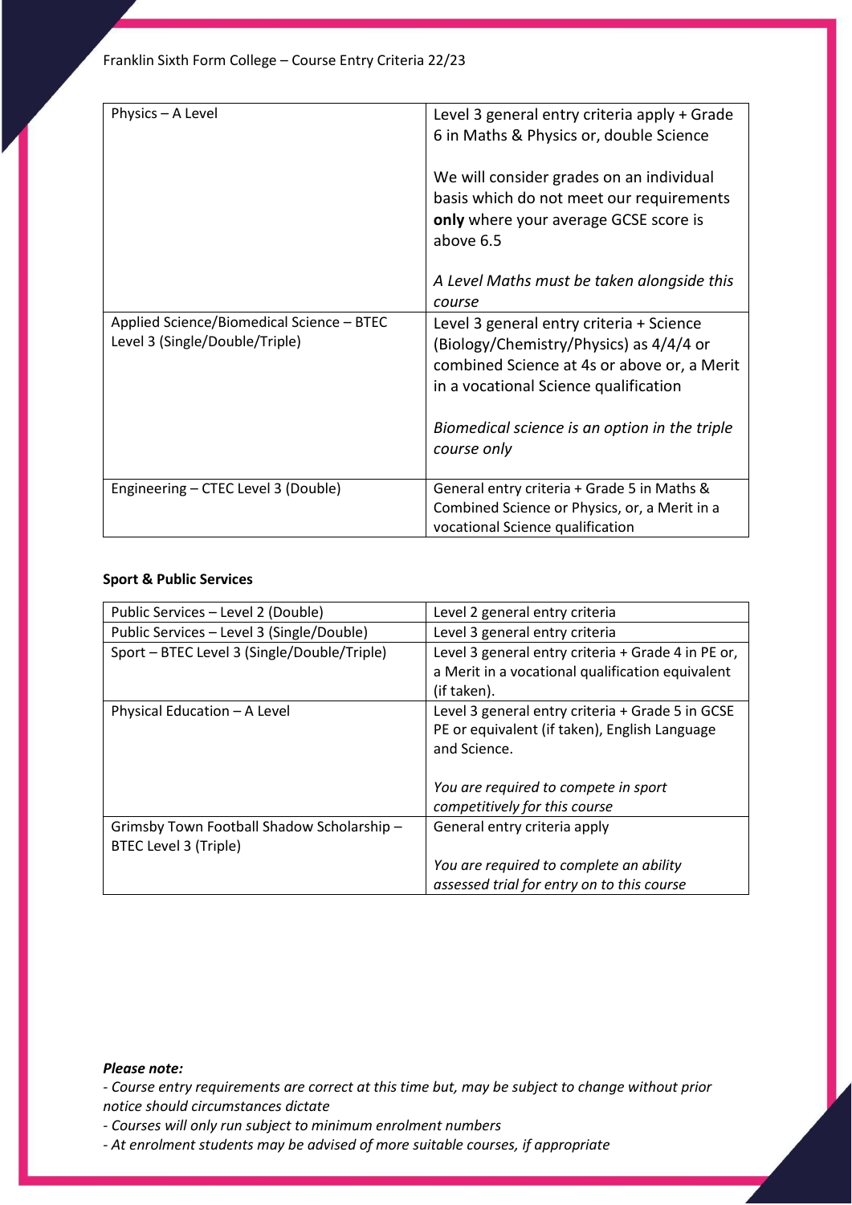| | |
|---|---|
| Physics – A Level | Level 3 general entry criteria apply + Grade 6 in Maths & Physics or, double Science<br><br>We will consider grades on an individual basis which do not meet our requirements **only** where your average GCSE score is above 6.5<br><br>*A Level Maths must be taken alongside this course* |
| Applied Science/Biomedical Science – BTEC Level 3 (Single/Double/Triple) | Level 3 general entry criteria + Science (Biology/Chemistry/Physics) as 4/4/4 or combined Science at 4s or above or, a Merit in a vocational Science qualification<br><br>*Biomedical science is an option in the triple course only* |
| Engineering – CTEC Level 3 (Double) | General entry criteria + Grade 5 in Maths & Combined Science or Physics, or, a Merit in a vocational Science qualification |

**Sport & Public Services**

| | |
|---|---|
| Public Services – Level 2 (Double) | Level 2 general entry criteria |
| Public Services – Level 3 (Single/Double) | Level 3 general entry criteria |
| Sport – BTEC Level 3 (Single/Double/Triple) | Level 3 general entry criteria + Grade 4 in PE or, a Merit in a vocational qualification equivalent (if taken). |
| Physical Education – A Level | Level 3 general entry criteria + Grade 5 in GCSE PE or equivalent (if taken), English Language and Science.<br><br>*You are required to compete in sport competitively for this course* |
| Grimsby Town Football Shadow Scholarship – BTEC Level 3 (Triple) | General entry criteria apply<br><br>*You are required to complete an ability assessed trial for entry on to this course* |

***Please note:***

*- Course entry requirements are correct at this time but, may be subject to change without prior notice should circumstances dictate*

*- Courses will only run subject to minimum enrolment numbers*

*- At enrolment students may be advised of more suitable courses, if appropriate*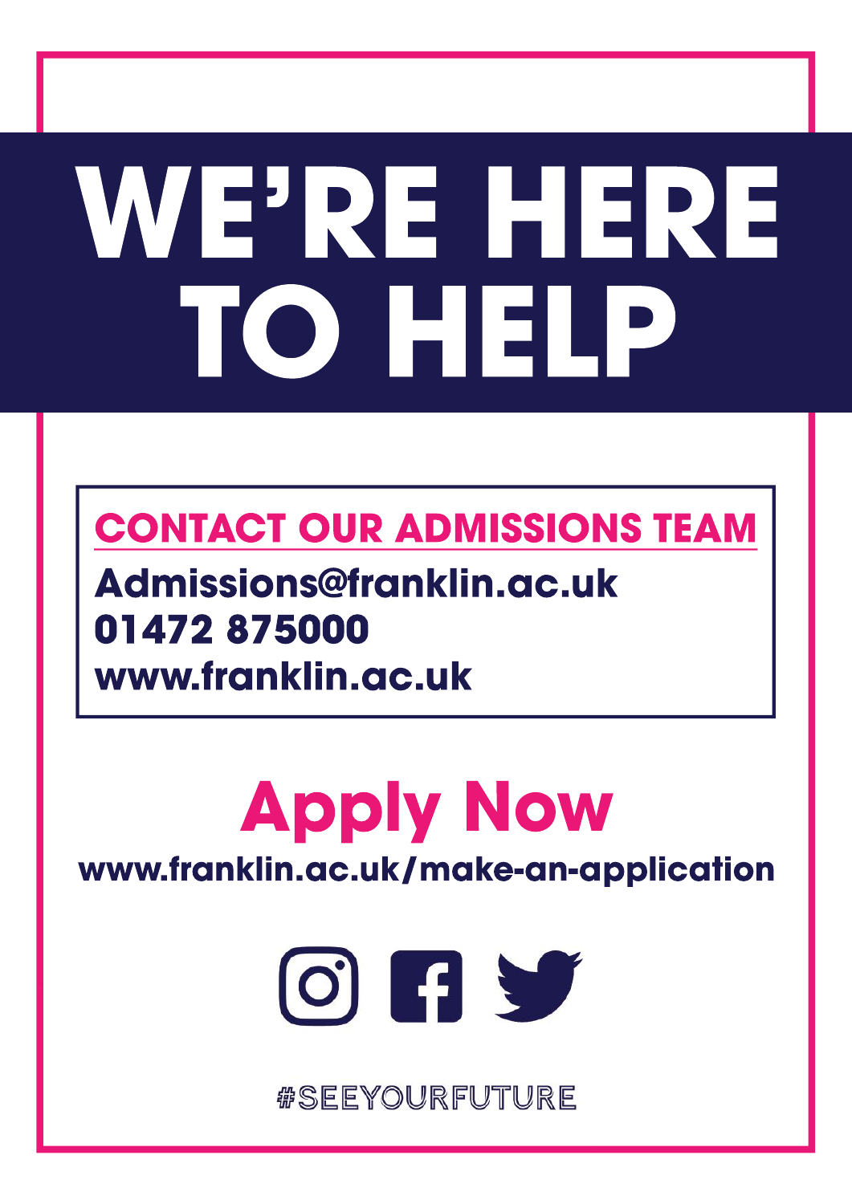# WE'RE HERE TO HELP

## CONTACT OUR ADMISSIONS TEAM

**Admissions@franklin.ac.uk**
**01472 875000**
**www.franklin.ac.uk**

## Apply Now

**www.franklin.ac.uk/make-an-application**

#SEEYOURFUTURE